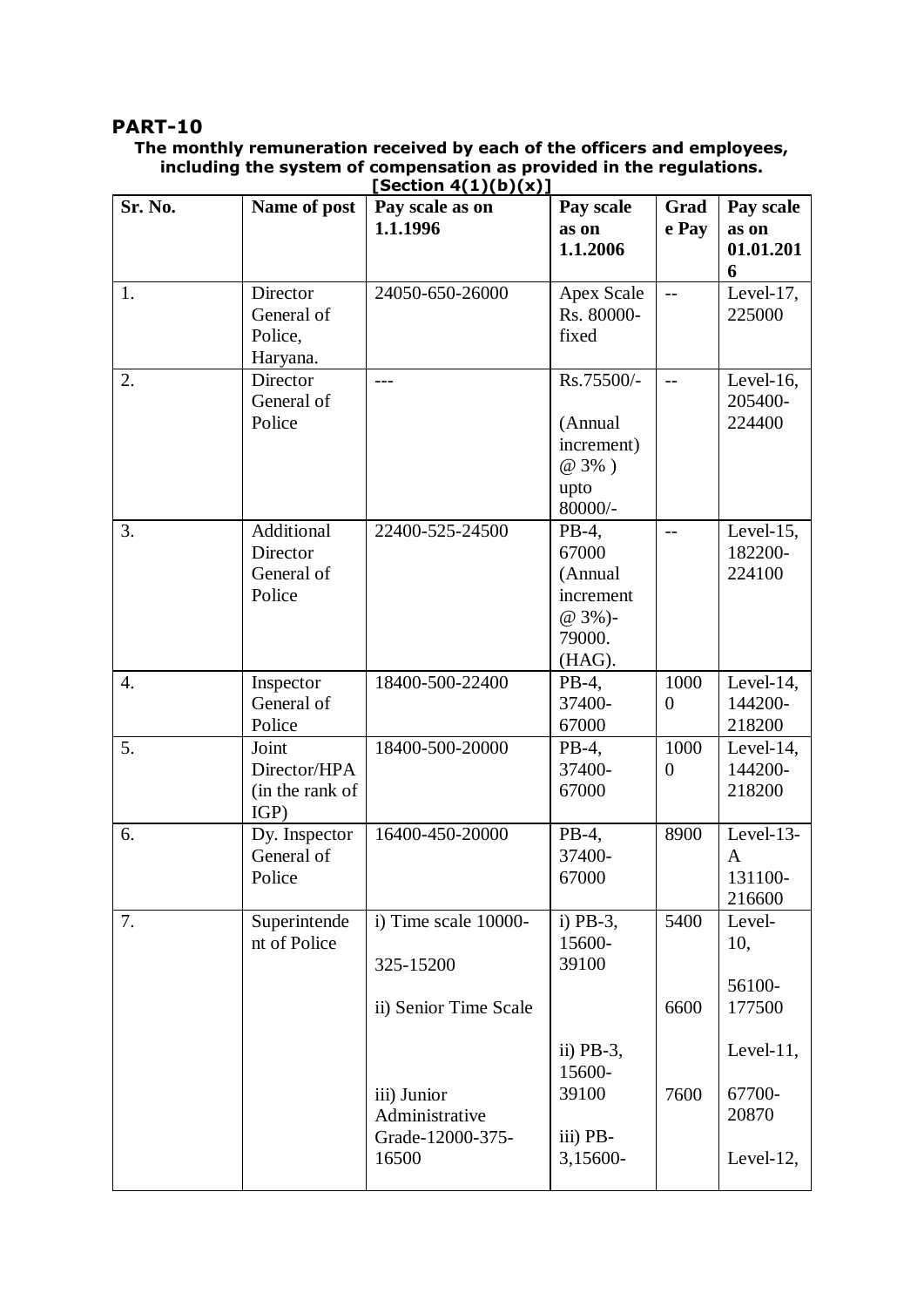## PART-10

**The monthly remuneration received by each of the officers and employees, including the system of compensation as provided in the regulations.**
**[Section 4(1)(b)(x)]**

| Sr. No. | Name of post | Pay scale as on 1.1.1996 | Pay scale as on 1.1.2006 | Grade Pay | Pay scale as on 01.01.2016 |
|---|---|---|---|---|---|
| 1. | Director General of Police, Haryana. | 24050-650-26000 | Apex Scale Rs. 80000-fixed | -- | Level-17, 225000 |
| 2. | Director General of Police | --- | Rs.75500/- (Annual increment) @ 3% ) upto 80000/- | -- | Level-16, 205400-224400 |
| 3. | Additional Director General of Police | 22400-525-24500 | PB-4, 67000 (Annual increment @ 3%)-79000. (HAG). | -- | Level-15, 182200-224100 |
| 4. | Inspector General of Police | 18400-500-22400 | PB-4, 37400-67000 | 10000 | Level-14, 144200-218200 |
| 5. | Joint Director/HPA (in the rank of IGP) | 18400-500-20000 | PB-4, 37400-67000 | 10000 | Level-14, 144200-218200 |
| 6. | Dy. Inspector General of Police | 16400-450-20000 | PB-4, 37400-67000 | 8900 | Level-13-A 131100-216600 |
| 7. | Superintendent of Police | i) Time scale 10000-325-15200<br>ii) Senior Time Scale<br>iii) Junior Administrative Grade-12000-375-16500 | i) PB-3, 15600-39100<br>ii) PB-3, 15600-39100<br>iii) PB-3,15600- | 5400<br>6600<br>7600 | Level-10, 56100-177500<br>Level-11, 67700-20870<br>Level-12, |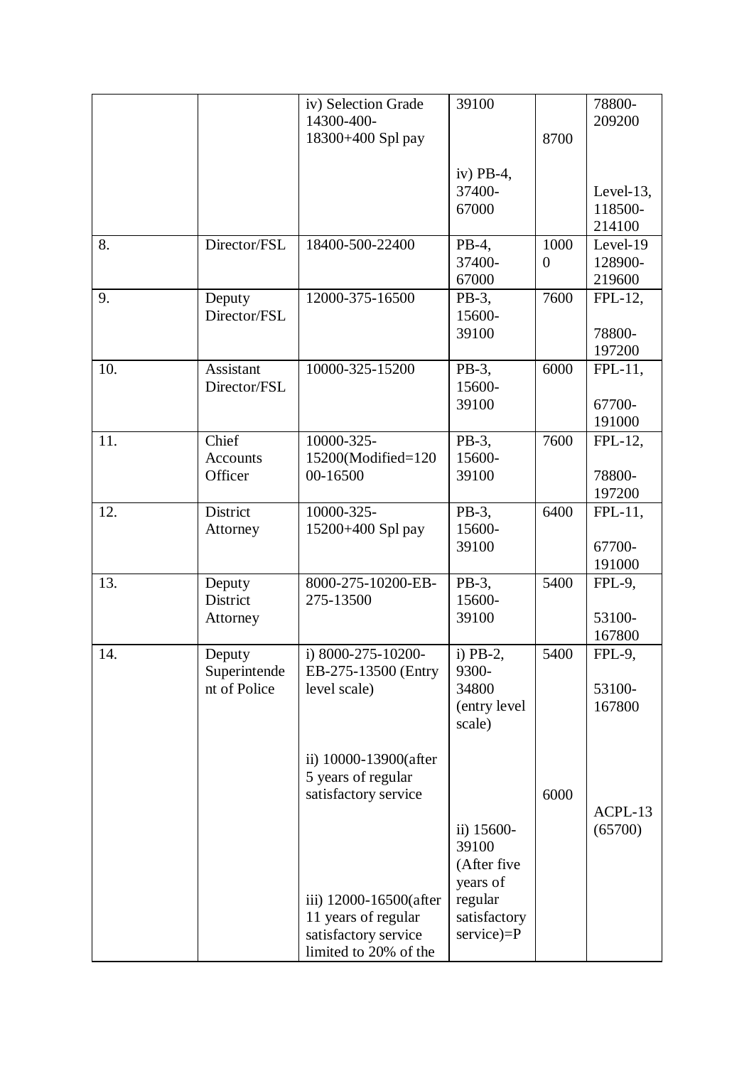|  |  |  |  |  |  |
|---|---|---|---|---|---|
|  |  | iv) Selection Grade 14300-400-18300+400 Spl pay | 39100<br><br>iv) PB-4, 37400-67000 | 8700 | 78800-209200<br><br>Level-13, 118500-214100 |
| 8. | Director/FSL | 18400-500-22400 | PB-4, 37400-67000 | 10000 | Level-19 128900-219600 |
| 9. | Deputy Director/FSL | 12000-375-16500 | PB-3, 15600-39100 | 7600 | FPL-12,<br><br>78800-197200 |
| 10. | Assistant Director/FSL | 10000-325-15200 | PB-3, 15600-39100 | 6000 | FPL-11,<br><br>67700-191000 |
| 11. | Chief Accounts Officer | 10000-325-15200(Modified=12000-16500 | PB-3, 15600-39100 | 7600 | FPL-12,<br><br>78800-197200 |
| 12. | District Attorney | 10000-325-15200+400 Spl pay | PB-3, 15600-39100 | 6400 | FPL-11,<br><br>67700-191000 |
| 13. | Deputy District Attorney | 8000-275-10200-EB-275-13500 | PB-3, 15600-39100 | 5400 | FPL-9,<br><br>53100-167800 |
| 14. | Deputy Superintendent of Police | i) 8000-275-10200-EB-275-13500 (Entry level scale)<br><br>ii) 10000-13900(after 5 years of regular satisfactory service<br><br>iii) 12000-16500(after 11 years of regular satisfactory service limited to 20% of the | i) PB-2, 9300-34800 (entry level scale)<br><br>ii) 15600-39100 (After five years of regular satisfactory service)=P | 5400<br><br>6000 | FPL-9,<br><br>53100-167800<br><br>ACPL-13 (65700) |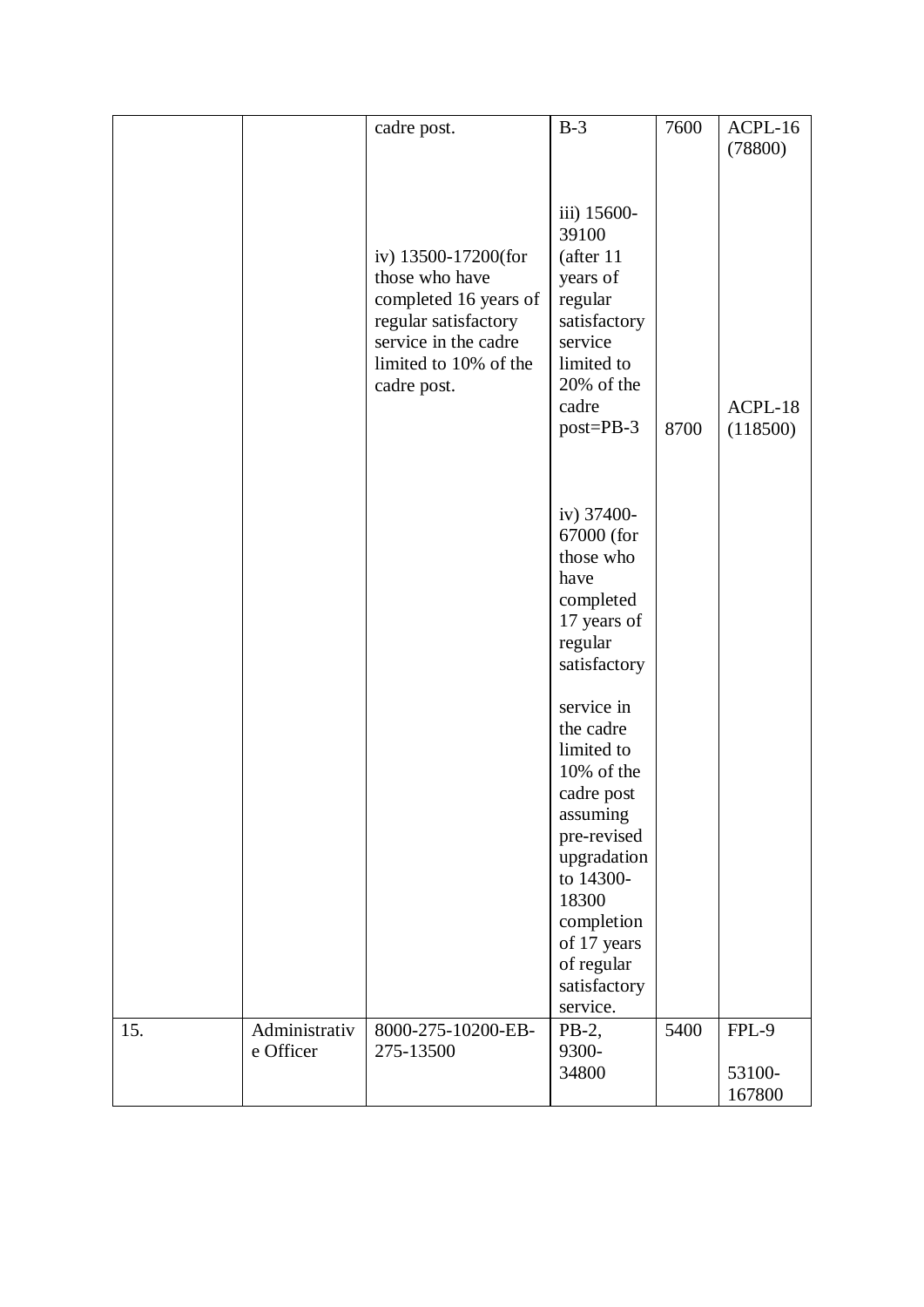| | | | | | |
|---|---|---|---|---|---|
| | | cadre post.<br><br>iv) 13500-17200(for those who have completed 16 years of regular satisfactory service in the cadre limited to 10% of the cadre post. | B-3<br><br>iii) 15600-39100 (after 11 years of regular satisfactory service limited to 20% of the cadre post=PB-3<br><br>iv) 37400-67000 (for those who have completed 17 years of regular satisfactory service in the cadre limited to 10% of the cadre post assuming pre-revised upgradation to 14300-18300 completion of 17 years of regular satisfactory service. | 7600<br><br>8700 | ACPL-16 (78800)<br><br>ACPL-18 (118500) |
| 15. | Administrative Officer | 8000-275-10200-EB-275-13500 | PB-2, 9300-34800 | 5400 | FPL-9<br><br>53100-167800 |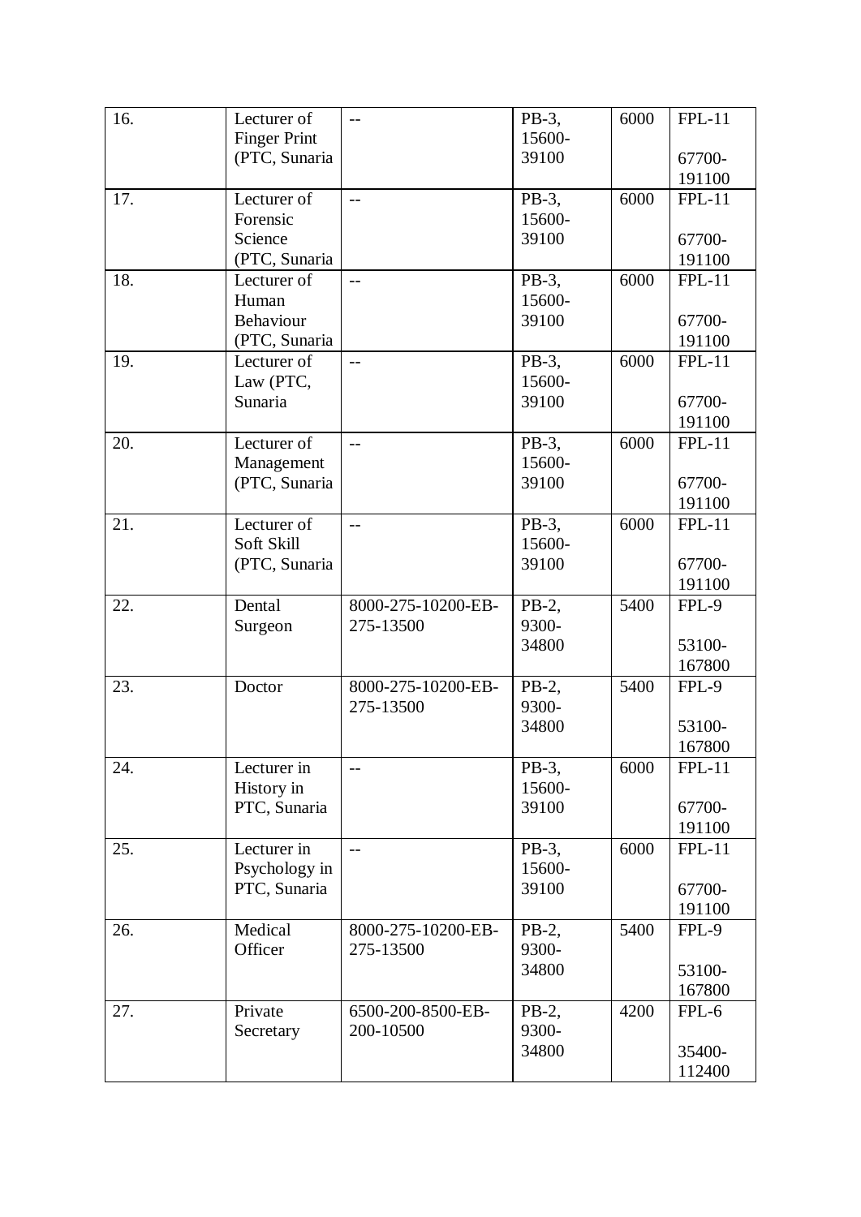| 16. | Lecturer of Finger Print (PTC, Sunaria | -- | PB-3, 15600-39100 | 6000 | FPL-11<br><br>67700-191100 |
|---|---|---|---|---|---|
| 17. | Lecturer of Forensic Science (PTC, Sunaria | -- | PB-3, 15600-39100 | 6000 | FPL-11<br><br>67700-191100 |
| 18. | Lecturer of Human Behaviour (PTC, Sunaria | -- | PB-3, 15600-39100 | 6000 | FPL-11<br><br>67700-191100 |
| 19. | Lecturer of Law (PTC, Sunaria | -- | PB-3, 15600-39100 | 6000 | FPL-11<br><br>67700-191100 |
| 20. | Lecturer of Management (PTC, Sunaria | -- | PB-3, 15600-39100 | 6000 | FPL-11<br><br>67700-191100 |
| 21. | Lecturer of Soft Skill (PTC, Sunaria | -- | PB-3, 15600-39100 | 6000 | FPL-11<br><br>67700-191100 |
| 22. | Dental Surgeon | 8000-275-10200-EB-275-13500 | PB-2, 9300-34800 | 5400 | FPL-9<br><br>53100-167800 |
| 23. | Doctor | 8000-275-10200-EB-275-13500 | PB-2, 9300-34800 | 5400 | FPL-9<br><br>53100-167800 |
| 24. | Lecturer in History in PTC, Sunaria | -- | PB-3, 15600-39100 | 6000 | FPL-11<br><br>67700-191100 |
| 25. | Lecturer in Psychology in PTC, Sunaria | -- | PB-3, 15600-39100 | 6000 | FPL-11<br><br>67700-191100 |
| 26. | Medical Officer | 8000-275-10200-EB-275-13500 | PB-2, 9300-34800 | 5400 | FPL-9<br><br>53100-167800 |
| 27. | Private Secretary | 6500-200-8500-EB-200-10500 | PB-2, 9300-34800 | 4200 | FPL-6<br><br>35400-112400 |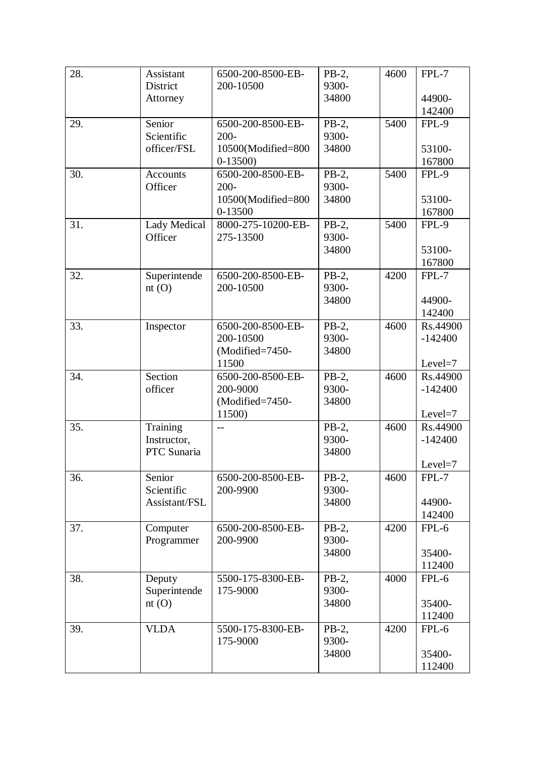| 28. | Assistant District Attorney | 6500-200-8500-EB-200-10500 | PB-2, 9300-34800 | 4600 | FPL-7 44900-142400 |
|---|---|---|---|---|---|
| 29. | Senior Scientific officer/FSL | 6500-200-8500-EB-200-10500(Modified=8000-13500) | PB-2, 9300-34800 | 5400 | FPL-9 53100-167800 |
| 30. | Accounts Officer | 6500-200-8500-EB-200-10500(Modified=8000-13500 | PB-2, 9300-34800 | 5400 | FPL-9 53100-167800 |
| 31. | Lady Medical Officer | 8000-275-10200-EB-275-13500 | PB-2, 9300-34800 | 5400 | FPL-9 53100-167800 |
| 32. | Superintendent (O) | 6500-200-8500-EB-200-10500 | PB-2, 9300-34800 | 4200 | FPL-7 44900-142400 |
| 33. | Inspector | 6500-200-8500-EB-200-10500 (Modified=7450-11500 | PB-2, 9300-34800 | 4600 | Rs.44900-142400 Level=7 |
| 34. | Section officer | 6500-200-8500-EB-200-9000 (Modified=7450-11500) | PB-2, 9300-34800 | 4600 | Rs.44900-142400 Level=7 |
| 35. | Training Instructor, PTC Sunaria | -- | PB-2, 9300-34800 | 4600 | Rs.44900-142400 Level=7 |
| 36. | Senior Scientific Assistant/FSL | 6500-200-8500-EB-200-9900 | PB-2, 9300-34800 | 4600 | FPL-7 44900-142400 |
| 37. | Computer Programmer | 6500-200-8500-EB-200-9900 | PB-2, 9300-34800 | 4200 | FPL-6 35400-112400 |
| 38. | Deputy Superintendent (O) | 5500-175-8300-EB-175-9000 | PB-2, 9300-34800 | 4000 | FPL-6 35400-112400 |
| 39. | VLDA | 5500-175-8300-EB-175-9000 | PB-2, 9300-34800 | 4200 | FPL-6 35400-112400 |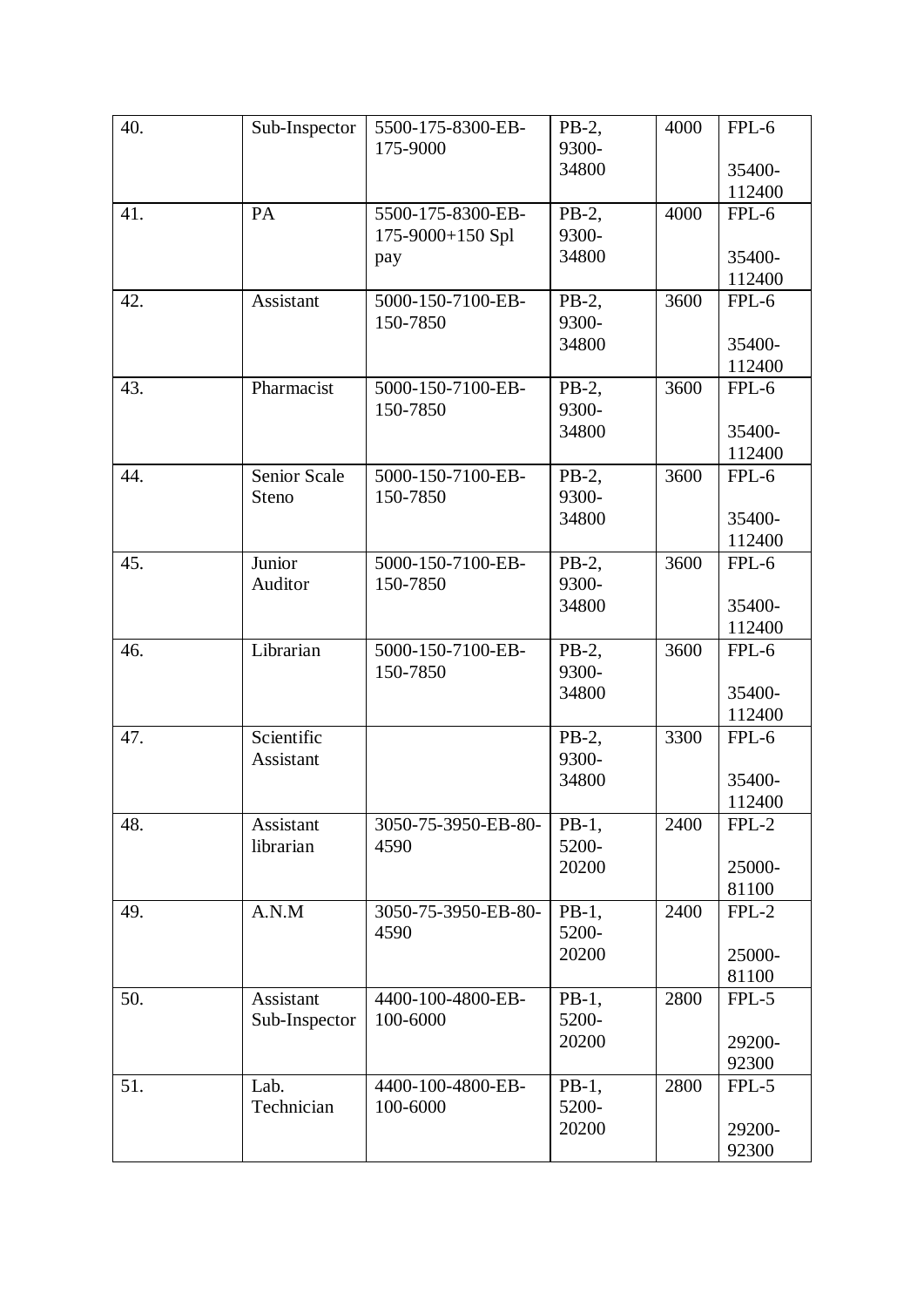| 40. | Sub-Inspector | 5500-175-8300-EB-175-9000 | PB-2, 9300-34800 | 4000 | FPL-6 35400-112400 |
|---|---|---|---|---|---|
| 41. | PA | 5500-175-8300-EB-175-9000+150 Spl pay | PB-2, 9300-34800 | 4000 | FPL-6 35400-112400 |
| 42. | Assistant | 5000-150-7100-EB-150-7850 | PB-2, 9300-34800 | 3600 | FPL-6 35400-112400 |
| 43. | Pharmacist | 5000-150-7100-EB-150-7850 | PB-2, 9300-34800 | 3600 | FPL-6 35400-112400 |
| 44. | Senior Scale Steno | 5000-150-7100-EB-150-7850 | PB-2, 9300-34800 | 3600 | FPL-6 35400-112400 |
| 45. | Junior Auditor | 5000-150-7100-EB-150-7850 | PB-2, 9300-34800 | 3600 | FPL-6 35400-112400 |
| 46. | Librarian | 5000-150-7100-EB-150-7850 | PB-2, 9300-34800 | 3600 | FPL-6 35400-112400 |
| 47. | Scientific Assistant | | PB-2, 9300-34800 | 3300 | FPL-6 35400-112400 |
| 48. | Assistant librarian | 3050-75-3950-EB-80-4590 | PB-1, 5200-20200 | 2400 | FPL-2 25000-81100 |
| 49. | A.N.M | 3050-75-3950-EB-80-4590 | PB-1, 5200-20200 | 2400 | FPL-2 25000-81100 |
| 50. | Assistant Sub-Inspector | 4400-100-4800-EB-100-6000 | PB-1, 5200-20200 | 2800 | FPL-5 29200-92300 |
| 51. | Lab. Technician | 4400-100-4800-EB-100-6000 | PB-1, 5200-20200 | 2800 | FPL-5 29200-92300 |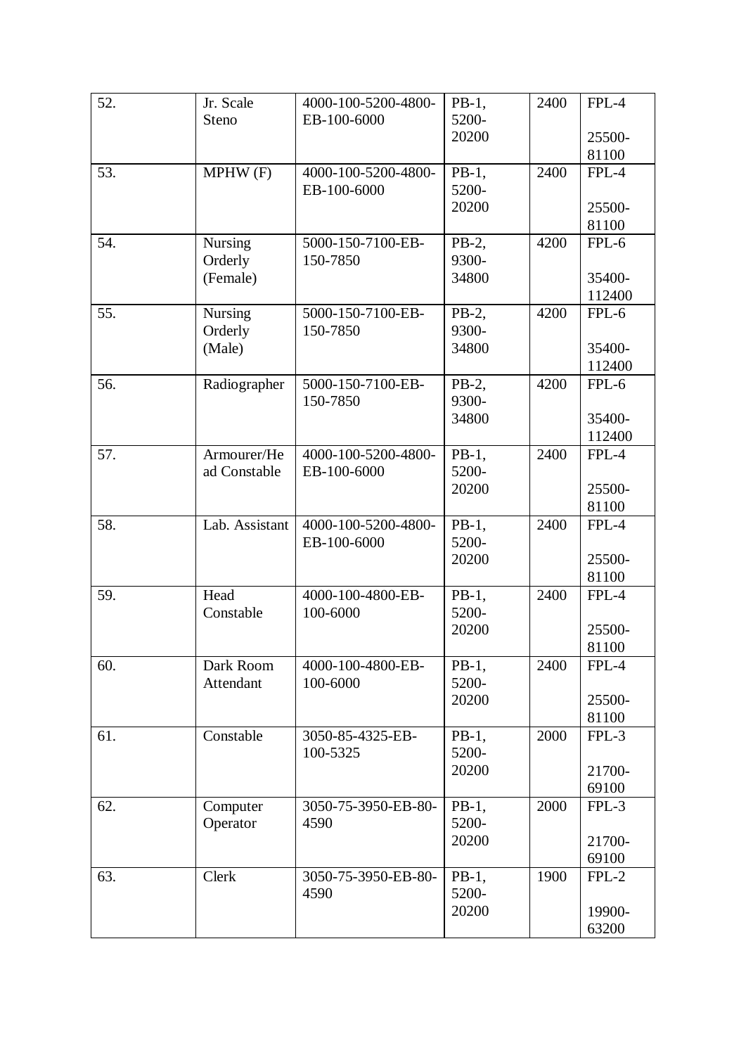| 52. | Jr. Scale Steno | 4000-100-5200-4800-EB-100-6000 | PB-1, 5200-20200 | 2400 | FPL-4 25500-81100 |
|---|---|---|---|---|---|
| 53. | MPHW (F) | 4000-100-5200-4800-EB-100-6000 | PB-1, 5200-20200 | 2400 | FPL-4 25500-81100 |
| 54. | Nursing Orderly (Female) | 5000-150-7100-EB-150-7850 | PB-2, 9300-34800 | 4200 | FPL-6 35400-112400 |
| 55. | Nursing Orderly (Male) | 5000-150-7100-EB-150-7850 | PB-2, 9300-34800 | 4200 | FPL-6 35400-112400 |
| 56. | Radiographer | 5000-150-7100-EB-150-7850 | PB-2, 9300-34800 | 4200 | FPL-6 35400-112400 |
| 57. | Armourer/Head Constable | 4000-100-5200-4800-EB-100-6000 | PB-1, 5200-20200 | 2400 | FPL-4 25500-81100 |
| 58. | Lab. Assistant | 4000-100-5200-4800-EB-100-6000 | PB-1, 5200-20200 | 2400 | FPL-4 25500-81100 |
| 59. | Head Constable | 4000-100-4800-EB-100-6000 | PB-1, 5200-20200 | 2400 | FPL-4 25500-81100 |
| 60. | Dark Room Attendant | 4000-100-4800-EB-100-6000 | PB-1, 5200-20200 | 2400 | FPL-4 25500-81100 |
| 61. | Constable | 3050-85-4325-EB-100-5325 | PB-1, 5200-20200 | 2000 | FPL-3 21700-69100 |
| 62. | Computer Operator | 3050-75-3950-EB-80-4590 | PB-1, 5200-20200 | 2000 | FPL-3 21700-69100 |
| 63. | Clerk | 3050-75-3950-EB-80-4590 | PB-1, 5200-20200 | 1900 | FPL-2 19900-63200 |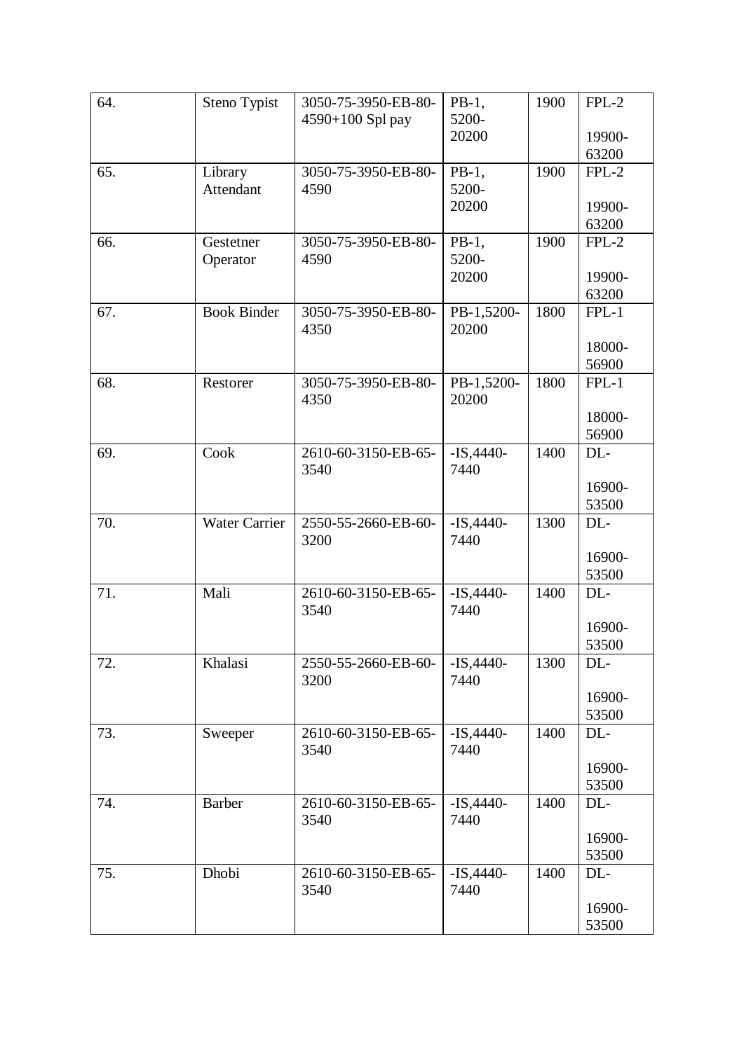| 64. | Steno Typist | 3050-75-3950-EB-80-4590+100 Spl pay | PB-1, 5200-20200 | 1900 | FPL-2 19900-63200 |
|---|---|---|---|---|---|
| 65. | Library Attendant | 3050-75-3950-EB-80-4590 | PB-1, 5200-20200 | 1900 | FPL-2 19900-63200 |
| 66. | Gestetner Operator | 3050-75-3950-EB-80-4590 | PB-1, 5200-20200 | 1900 | FPL-2 19900-63200 |
| 67. | Book Binder | 3050-75-3950-EB-80-4350 | PB-1,5200-20200 | 1800 | FPL-1 18000-56900 |
| 68. | Restorer | 3050-75-3950-EB-80-4350 | PB-1,5200-20200 | 1800 | FPL-1 18000-56900 |
| 69. | Cook | 2610-60-3150-EB-65-3540 | -IS,4440-7440 | 1400 | DL- 16900-53500 |
| 70. | Water Carrier | 2550-55-2660-EB-60-3200 | -IS,4440-7440 | 1300 | DL- 16900-53500 |
| 71. | Mali | 2610-60-3150-EB-65-3540 | -IS,4440-7440 | 1400 | DL- 16900-53500 |
| 72. | Khalasi | 2550-55-2660-EB-60-3200 | -IS,4440-7440 | 1300 | DL- 16900-53500 |
| 73. | Sweeper | 2610-60-3150-EB-65-3540 | -IS,4440-7440 | 1400 | DL- 16900-53500 |
| 74. | Barber | 2610-60-3150-EB-65-3540 | -IS,4440-7440 | 1400 | DL- 16900-53500 |
| 75. | Dhobi | 2610-60-3150-EB-65-3540 | -IS,4440-7440 | 1400 | DL- 16900-53500 |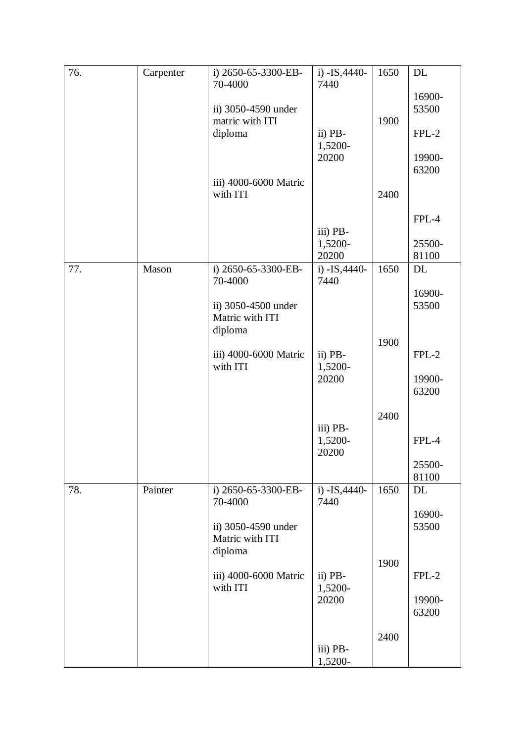| 76. | Carpenter | i) 2650-65-3300-EB-70-4000<br><br>ii) 3050-4590 under matric with ITI diploma<br><br>iii) 4000-6000 Matric with ITI | i) -IS,4440-7440<br><br>ii) PB-1,5200-20200<br><br>iii) PB-1,5200-20200 | 1650<br><br>1900<br><br>2400 | DL<br><br>16900-53500<br><br>FPL-2<br><br>19900-63200<br><br>FPL-4<br><br>25500-81100 |
|---|---|---|---|---|---|
| 77. | Mason | i) 2650-65-3300-EB-70-4000<br><br>ii) 3050-4500 under Matric with ITI diploma<br><br>iii) 4000-6000 Matric with ITI | i) -IS,4440-7440<br><br>ii) PB-1,5200-20200<br><br>iii) PB-1,5200-20200 | 1650<br><br>1900<br><br>2400 | DL<br><br>16900-53500<br><br>FPL-2<br><br>19900-63200<br><br>FPL-4<br><br>25500-81100 |
| 78. | Painter | i) 2650-65-3300-EB-70-4000<br><br>ii) 3050-4590 under Matric with ITI diploma<br><br>iii) 4000-6000 Matric with ITI | i) -IS,4440-7440<br><br>ii) PB-1,5200-20200<br><br>iii) PB-1,5200- | 1650<br><br>1900<br><br>2400 | DL<br><br>16900-53500<br><br>FPL-2<br><br>19900-63200 |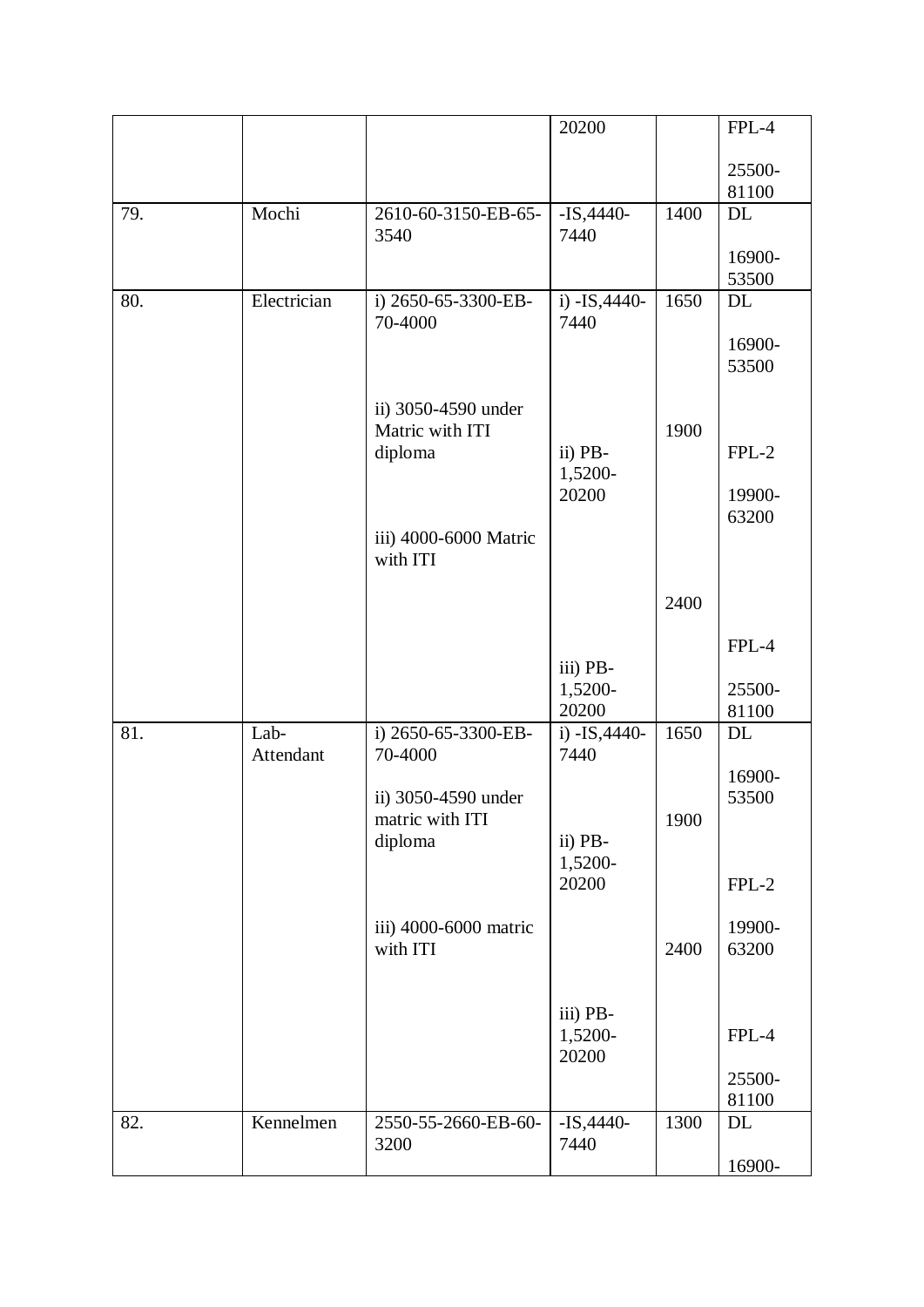| | | | 20200 | | FPL-4<br><br>25500-81100 |
|---|---|---|---|---|---|
| 79. | Mochi | 2610-60-3150-EB-65-3540 | -IS,4440-7440 | 1400 | DL<br><br>16900-53500 |
| 80. | Electrician | i) 2650-65-3300-EB-70-4000<br><br>ii) 3050-4590 under Matric with ITI diploma<br><br>iii) 4000-6000 Matric with ITI | i) -IS,4440-7440<br><br>ii) PB-1,5200-20200<br><br>iii) PB-1,5200-20200 | 1650<br><br>1900<br><br>2400 | DL<br><br>16900-53500<br><br>FPL-2<br><br>19900-63200<br><br>FPL-4<br><br>25500-81100 |
| 81. | Lab-Attendant | i) 2650-65-3300-EB-70-4000<br><br>ii) 3050-4590 under matric with ITI diploma<br><br>iii) 4000-6000 matric with ITI | i) -IS,4440-7440<br><br>ii) PB-1,5200-20200<br><br>iii) PB-1,5200-20200 | 1650<br><br>1900<br><br>2400 | DL<br><br>16900-53500<br><br>FPL-2<br><br>19900-63200<br><br>FPL-4<br><br>25500-81100 |
| 82. | Kennelmen | 2550-55-2660-EB-60-3200 | -IS,4440-7440 | 1300 | DL<br><br>16900- |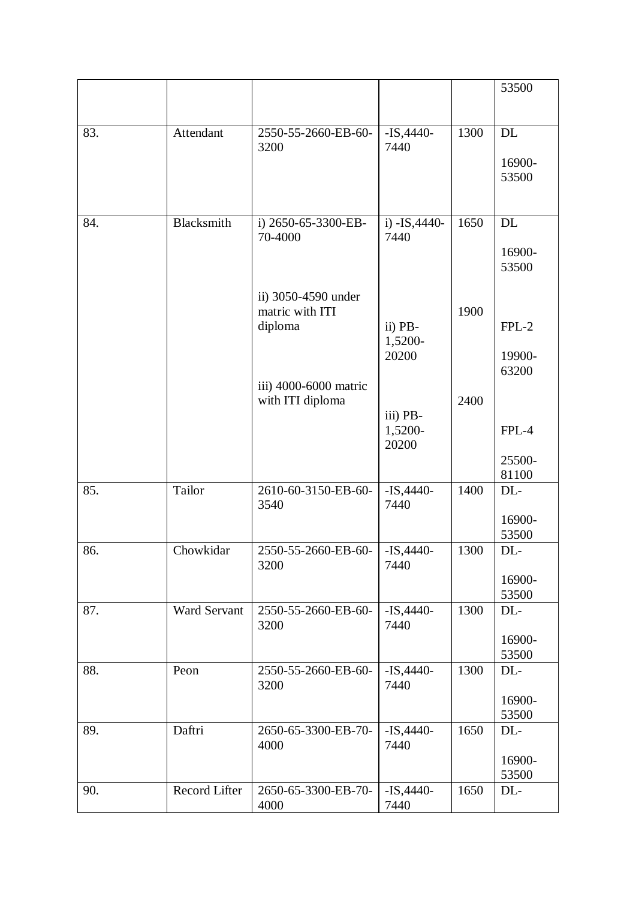| | | | | | |
|---|---|---|---|---|---|
| | | | | | 53500 |
| 83. | Attendant | 2550-55-2660-EB-60-3200 | -IS,4440-7440 | 1300 | DL<br><br>16900-53500 |
| 84. | Blacksmith | i) 2650-65-3300-EB-70-4000<br><br>ii) 3050-4590 under matric with ITI diploma<br><br>iii) 4000-6000 matric with ITI diploma | i) -IS,4440-7440<br><br>ii) PB-1,5200-20200<br><br>iii) PB-1,5200-20200 | 1650<br><br>1900<br><br>2400 | DL<br><br>16900-53500<br><br>FPL-2<br><br>19900-63200<br><br>FPL-4<br><br>25500-81100 |
| 85. | Tailor | 2610-60-3150-EB-60-3540 | -IS,4440-7440 | 1400 | DL-<br><br>16900-53500 |
| 86. | Chowkidar | 2550-55-2660-EB-60-3200 | -IS,4440-7440 | 1300 | DL-<br><br>16900-53500 |
| 87. | Ward Servant | 2550-55-2660-EB-60-3200 | -IS,4440-7440 | 1300 | DL-<br><br>16900-53500 |
| 88. | Peon | 2550-55-2660-EB-60-3200 | -IS,4440-7440 | 1300 | DL-<br><br>16900-53500 |
| 89. | Daftri | 2650-65-3300-EB-70-4000 | -IS,4440-7440 | 1650 | DL-<br><br>16900-53500 |
| 90. | Record Lifter | 2650-65-3300-EB-70-4000 | -IS,4440-7440 | 1650 | DL- |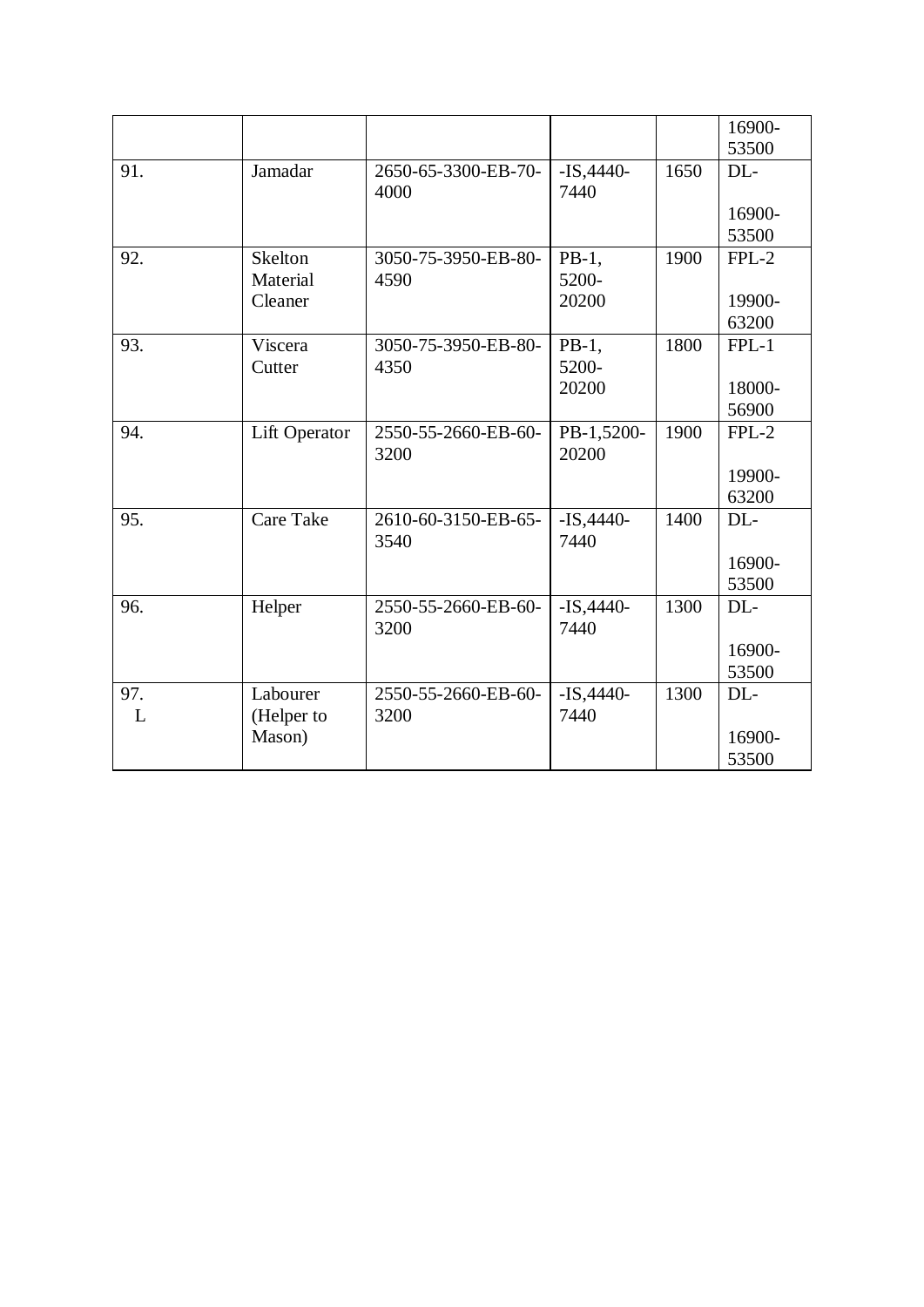| | | | | | |
|---|---|---|---|---|---|
| | | | | | 16900-53500 |
| 91. | Jamadar | 2650-65-3300-EB-70-4000 | -IS,4440-7440 | 1650 | DL-<br><br>16900-53500 |
| 92. | Skelton Material Cleaner | 3050-75-3950-EB-80-4590 | PB-1, 5200-20200 | 1900 | FPL-2<br><br>19900-63200 |
| 93. | Viscera Cutter | 3050-75-3950-EB-80-4350 | PB-1, 5200-20200 | 1800 | FPL-1<br><br>18000-56900 |
| 94. | Lift Operator | 2550-55-2660-EB-60-3200 | PB-1,5200-20200 | 1900 | FPL-2<br><br>19900-63200 |
| 95. | Care Take | 2610-60-3150-EB-65-3540 | -IS,4440-7440 | 1400 | DL-<br><br>16900-53500 |
| 96. | Helper | 2550-55-2660-EB-60-3200 | -IS,4440-7440 | 1300 | DL-<br><br>16900-53500 |
| 97.<br>L | Labourer (Helper to Mason) | 2550-55-2660-EB-60-3200 | -IS,4440-7440 | 1300 | DL-<br><br>16900-53500 |